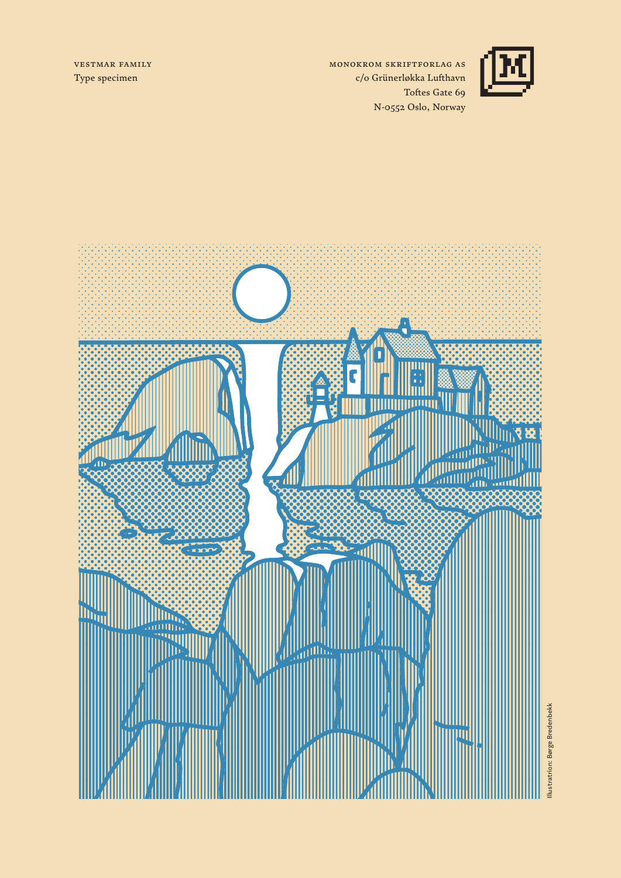VESTMAR FAMILY
Type specimen

MONOKROM SKRIFTFORLAG AS
c/o Grünerløkka Lufthavn
Toftes Gate 69
N-0552 Oslo, Norway

Illustration: Børge Bredenbekk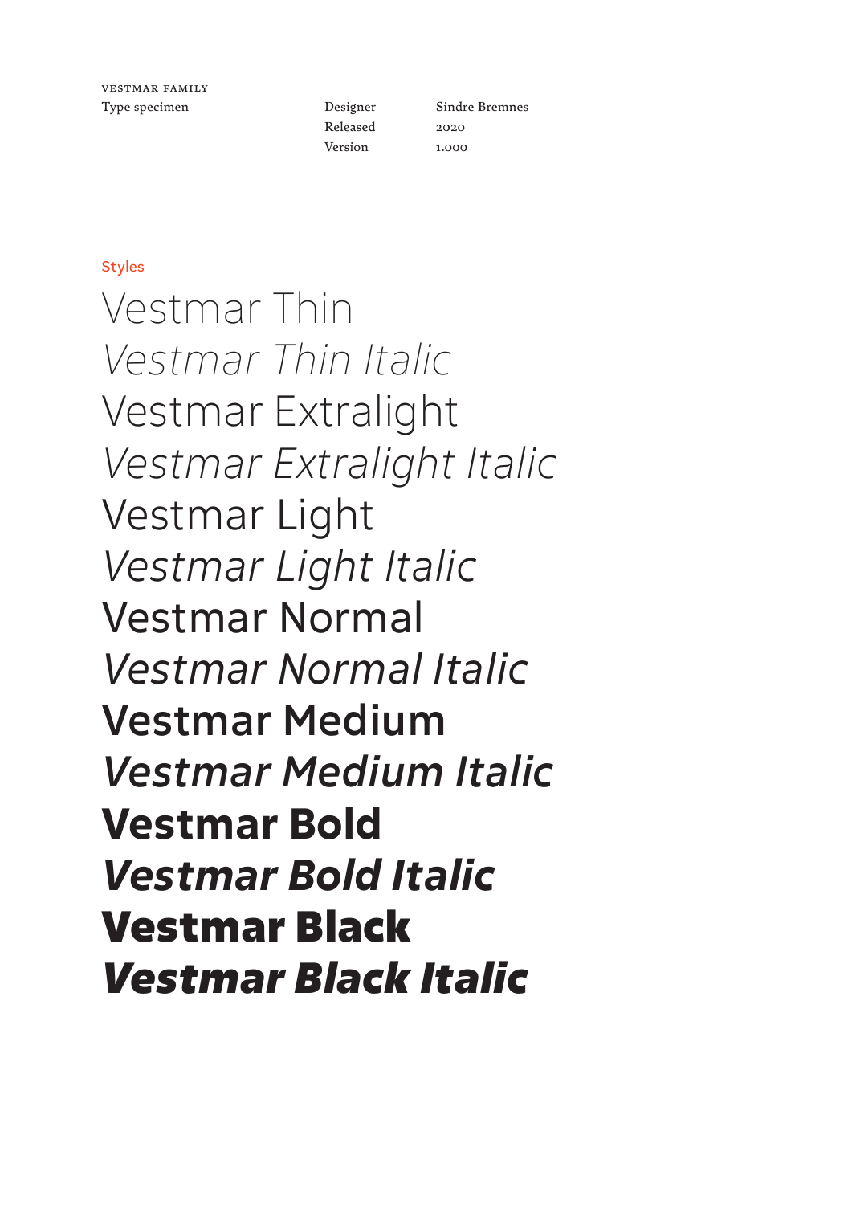VESTMAR FAMILY

Type specimen

| | |
|---|---|
| Designer | Sindre Bremnes |
| Released | 2020 |
| Version | 1.000 |

## Styles

Vestmar Thin

*Vestmar Thin Italic*

Vestmar Extralight

*Vestmar Extralight Italic*

Vestmar Light

*Vestmar Light Italic*

Vestmar Normal

*Vestmar Normal Italic*

Vestmar Medium

*Vestmar Medium Italic*

**Vestmar Bold**

***Vestmar Bold Italic***

**Vestmar Black**

***Vestmar Black Italic***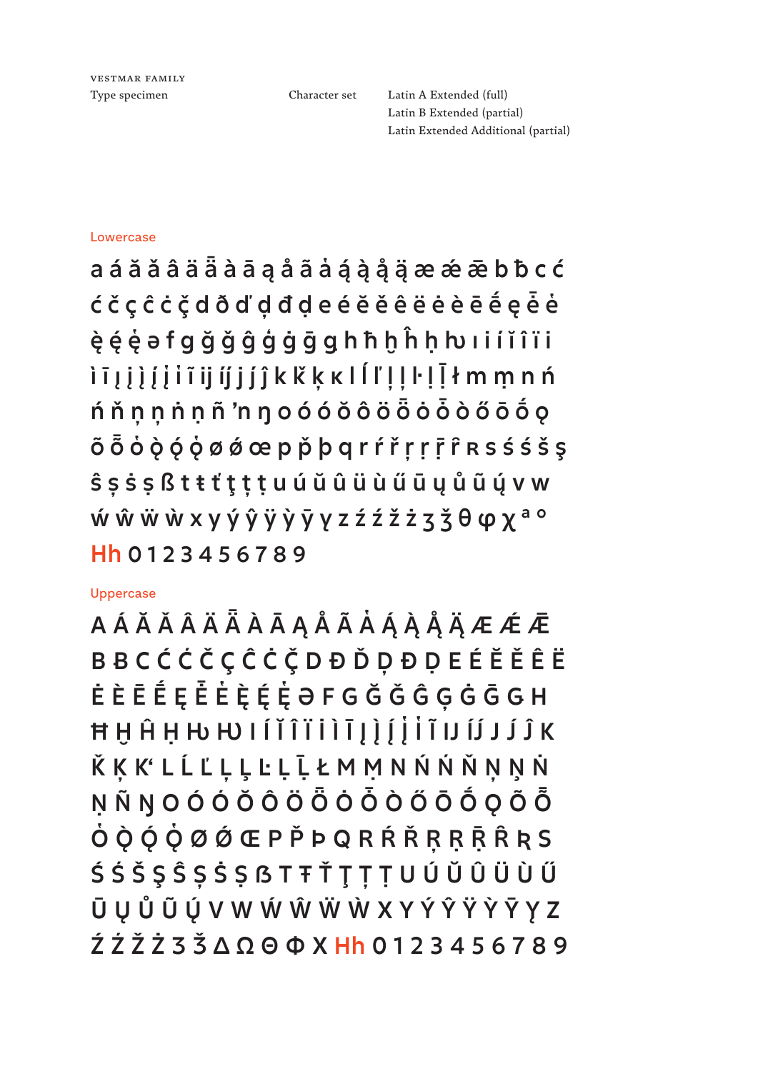VESTMAR FAMILY
Type specimen

Character set

Latin A Extended (full)
Latin B Extended (partial)
Latin Extended Additional (partial)

## Lowercase

a á ă ǎ â ä ǟ à ā ą å ã ȧ ǻ ạ ǻ ą̈ æ ǽ ǣ b ƀ c ć
ḉ č ç ĉ ċ ç̌ d ð ď ḍ đ ḍ e é ĕ ě ê ë ė è ē ḗ ę ȩ̄ ė
ẹ̀ ę́ ẹ̇ ə f g ğ ǧ ĝ ǵ ġ ḡ ɡ h ħ ḫ ĥ ḥ ƕ ı i í ĭ î ï i
ì ī į į̀ ị į́ į̇ ĩ ĳ ĳ́ j ȷ́ ĵ k ǩ ķ ĸ l ĺ ľ ļ ḷ ŀ ḷ ḹ ł m ṃ n ń
ǹ ň ņ ṇ ṅ ṇ ñ ŉ ŋ o ó ŏ ǒ ô ö ȫ ȯ ȱ ò ő ō ṓ ǫ
õ ȭ ȯ ọ̀ ǫ́ ọ̇ ø ǿ œ p p̌ þ q r ŕ ř ŗ ṛ ṝ r̂ ʀ s ś ṥ š ş
ŝ ș ṡ ṣ ß t ŧ ť ţ ț ṭ u ú ŭ û ü ù ű ū ų ů ũ ų́ v w
ẃ ŵ ẅ ẁ x y ý ŷ ÿ ỳ ȳ ɣ z ź ẑ ž ż ʒ ǯ θ φ χ ª º
Hh 0 1 2 3 4 5 6 7 8 9

## Uppercase

A Á Ă Ǎ Â Ä Ǟ À Ā Ą Å Ã Ȧ Ǻ Ạ Ǻ Ą̈ Æ Ǽ Ǣ
B Ƀ C Ć Ḉ Č Ç Ĉ Ċ Ç̌ D Ð Ď Ḍ Đ Ḍ E É Ĕ Ě Ê Ë
Ė È Ē Ḗ Ę Ȩ̄ Ė Ę̀ Ę́ Ẹ̇ Ə F G Ğ Ǧ Ĝ Ģ Ġ Ḡ Ɡ H
Ħ Ḫ Ĥ Ḥ Ƕ Ƕ I Í Ĭ Î Ï İ Ì Ī Į Į̀ Į́ Į̇ Ĩ Ĳ Ĳ́ J Ĵ́ Ĵ K
Ǩ Ķ Ƙ L Ĺ Ľ Ļ Ḷ Ŀ Ḷ Ḹ Ł M Ṃ N Ń Ǹ Ň Ņ Ņ Ṅ
Ṇ Ñ Ŋ O Ó Ó Ŏ Ô Ö Ȫ Ȯ Ȱ Ò Ő Ō Ṓ Ǫ Õ Ȭ
Ȯ Ọ̀ Ǫ́ Ọ̇ Ø Ǿ Œ P P̌ Þ Q R Ŕ Ř Ŗ Ṛ Ṝ R̂ Ʀ S
Ś Ṥ Š Ş Ŝ Ș Ṡ Ṣ ẞ T Ŧ Ť Ţ Ț Ṭ U Ú Ŭ Û Ü Ù Ű
Ū Ų Ů Ũ Ų́ V W Ẃ Ŵ Ẅ Ẁ X Y Ý Ŷ Ÿ Ỳ Ȳ Ɣ Z
Ź Ẑ Ž Ż Ʒ Ǯ Δ Ω Θ Φ X Hh 0 1 2 3 4 5 6 7 8 9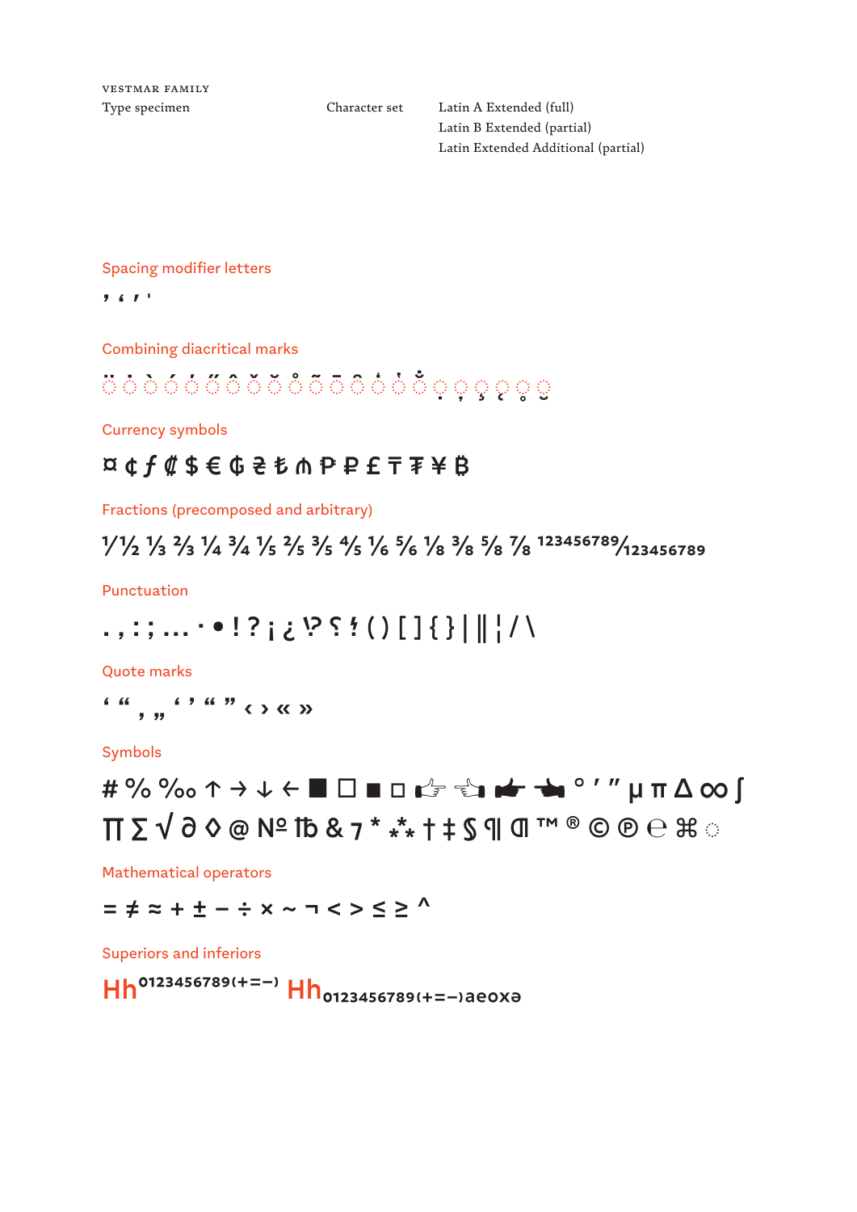VESTMAR FAMILY
Type specimen

Character set

Latin A Extended (full)
Latin B Extended (partial)
Latin Extended Additional (partial)

## Spacing modifier letters

ʼ ʻ ˊ ˈ

## Combining diacritical marks

◌̈ ◌̇ ◌̀ ◌́ ◌̕ ◌̋ ◌̂ ◌̌ ◌̆ ◌̊ ◌̃ ◌̄ ◌̑ ◌̒ ◌̔ ◌̆̇ ◌̣ ◌̦ ◌̧ ◌̨ ◌̥ ◌̮

## Currency symbols

¤ ¢ ƒ ₡ $ € ₲ ₴ ₺ ₼ ₱ ₽ £ ₸ ₮ ¥ ฿

## Fractions (precomposed and arbitrary)

⅟ ½ ⅓ ⅔ ¼ ¾ ⅕ ⅖ ⅗ ⅘ ⅙ ⅚ ⅛ ⅜ ⅝ ⅞ $^{123456789}/_{123456789}$

## Punctuation

. , : ; … · • ! ? ¡ ¿ ‽ ʕ ʖ ( ) [ ] { } | ‖ ¦ / \

## Quote marks

‘ “ ‚ „ ‘ ’ “ ” ‹ › « »

## Symbols

# % ‰ ↑ → ↓ ← ■ □ ▪ ▫ ☞ ☜ ☛ ☚ ° ′ ″ µ π ∆ ∞ ∫
∏ ∑ √ ∂ ◊ @ № ₶ & ⁊ * ⁂ † ‡ § ¶ ⁋ ™ ® © ℗ ℮ ⌘ ◌

## Mathematical operators

= ≠ ≈ + ± − ÷ × ~ ¬ < > ≤ ≥ ^

## Superiors and inferiors

$Hh^{0123456789(+=-)}$ $Hh_{0123456789(+=-)aeoxə}$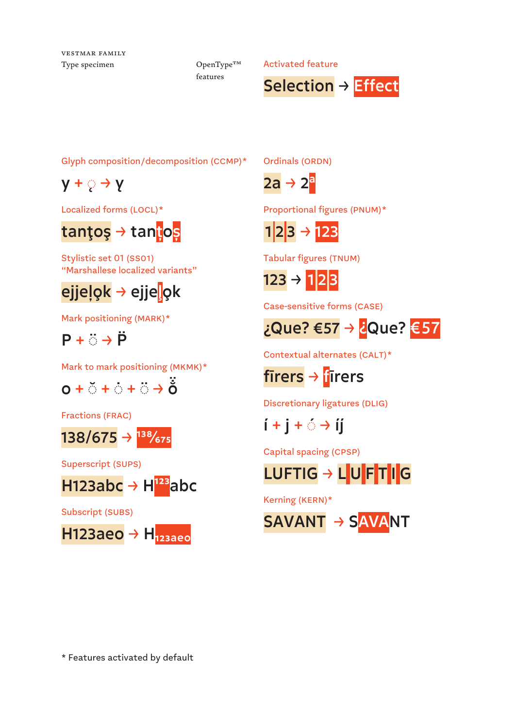VESTMAR FAMILY

Type specimen

OpenType™ features

Activated feature

Selection → Effect

## Glyph composition/decomposition (CCMP)*

y + ̧ → ỵ

## Localized forms (LOCL)*

tanţoş → tanţoş

## Stylistic set 01 (SS01) "Marshallese localized variants"

ejjeļo̧k → ejjeļo̧k

## Mark positioning (MARK)*

P + ̈ → P̈

## Mark to mark positioning (MKMK)*

o + ̆ + ̇ + ̈ → ŏ̇̈

## Fractions (FRAC)

138/675 → 138⁄675

## Superscript (SUPS)

H123abc → H123abc

## Subscript (SUBS)

H123aeo → H123aeo

## Ordinals (ORDN)

2a → 2a

## Proportional figures (PNUM)*

123 → 123

## Tabular figures (TNUM)

123 → 123

## Case-sensitive forms (CASE)

¿Que? €57 → ¿Que? €57

## Contextual alternates (CALT)*

fīrers → fīrers

## Discretionary ligatures (DLIG)

í + j + ́ → íj́

## Capital spacing (CPSP)

LUFTIG → LUFTIG

## Kerning (KERN)*

SAVANT → SAVANT

* Features activated by default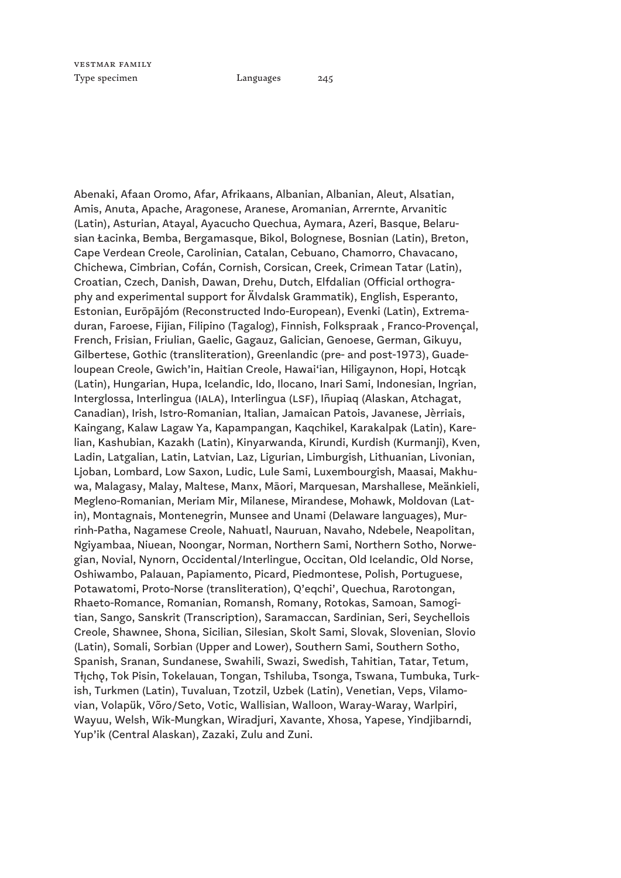Abenaki, Afaan Oromo, Afar, Afrikaans, Albanian, Albanian, Aleut, Alsatian, Amis, Anuta, Apache, Aragonese, Aranese, Aromanian, Arrernte, Arvanitic (Latin), Asturian, Atayal, Ayacucho Quechua, Aymara, Azeri, Basque, Belarusian Łacinka, Bemba, Bergamasque, Bikol, Bolognese, Bosnian (Latin), Breton, Cape Verdean Creole, Carolinian, Catalan, Cebuano, Chamorro, Chavacano, Chichewa, Cimbrian, Cofán, Cornish, Corsican, Creek, Crimean Tatar (Latin), Croatian, Czech, Danish, Dawan, Drehu, Dutch, Elfdalian (Official orthography and experimental support for Älvdalsk Grammatik), English, Esperanto, Estonian, Eurōpājóm (Reconstructed Indo-European), Evenki (Latin), Extremaduran, Faroese, Fijian, Filipino (Tagalog), Finnish, Folkspraak , Franco-Provençal, French, Frisian, Friulian, Gaelic, Gagauz, Galician, Genoese, German, Gikuyu, Gilbertese, Gothic (transliteration), Greenlandic (pre- and post-1973), Guadeloupean Creole, Gwich'in, Haitian Creole, Hawai'ian, Hiligaynon, Hopi, Hotcąk (Latin), Hungarian, Hupa, Icelandic, Ido, Ilocano, Inari Sami, Indonesian, Ingrian, Interglossa, Interlingua (IALA), Interlingua (LSF), Iñupiaq (Alaskan, Atchagat, Canadian), Irish, Istro-Romanian, Italian, Jamaican Patois, Javanese, Jèrriais, Kaingang, Kalaw Lagaw Ya, Kapampangan, Kaqchikel, Karakalpak (Latin), Karelian, Kashubian, Kazakh (Latin), Kinyarwanda, Kirundi, Kurdish (Kurmanji), Kven, Ladin, Latgalian, Latin, Latvian, Laz, Ligurian, Limburgish, Lithuanian, Livonian, Ljoban, Lombard, Low Saxon, Ludic, Lule Sami, Luxembourgish, Maasai, Makhuwa, Malagasy, Malay, Maltese, Manx, Māori, Marquesan, Marshallese, Meänkieli, Megleno-Romanian, Meriam Mir, Milanese, Mirandese, Mohawk, Moldovan (Latin), Montagnais, Montenegrin, Munsee and Unami (Delaware languages), Murrinh-Patha, Nagamese Creole, Nahuatl, Nauruan, Navaho, Ndebele, Neapolitan, Ngiyambaa, Niuean, Noongar, Norman, Northern Sami, Northern Sotho, Norwegian, Novial, Nynorn, Occidental/Interlingue, Occitan, Old Icelandic, Old Norse, Oshiwambo, Palauan, Papiamento, Picard, Piedmontese, Polish, Portuguese, Potawatomi, Proto-Norse (transliteration), Q'eqchi', Quechua, Rarotongan, Rhaeto-Romance, Romanian, Romansh, Romany, Rotokas, Samoan, Samogitian, Sango, Sanskrit (Transcription), Saramaccan, Sardinian, Seri, Seychellois Creole, Shawnee, Shona, Sicilian, Silesian, Skolt Sami, Slovak, Slovenian, Slovio (Latin), Somali, Sorbian (Upper and Lower), Southern Sami, Southern Sotho, Spanish, Sranan, Sundanese, Swahili, Swazi, Swedish, Tahitian, Tatar, Tetum, Tłı̨chǫ, Tok Pisin, Tokelauan, Tongan, Tshiluba, Tsonga, Tswana, Tumbuka, Turkish, Turkmen (Latin), Tuvaluan, Tzotzil, Uzbek (Latin), Venetian, Veps, Vilamovian, Volapük, Võro/Seto, Votic, Wallisian, Walloon, Waray-Waray, Warlpiri, Wayuu, Welsh, Wik-Mungkan, Wiradjuri, Xavante, Xhosa, Yapese, Yindjibarndi, Yup'ik (Central Alaskan), Zazaki, Zulu and Zuni.